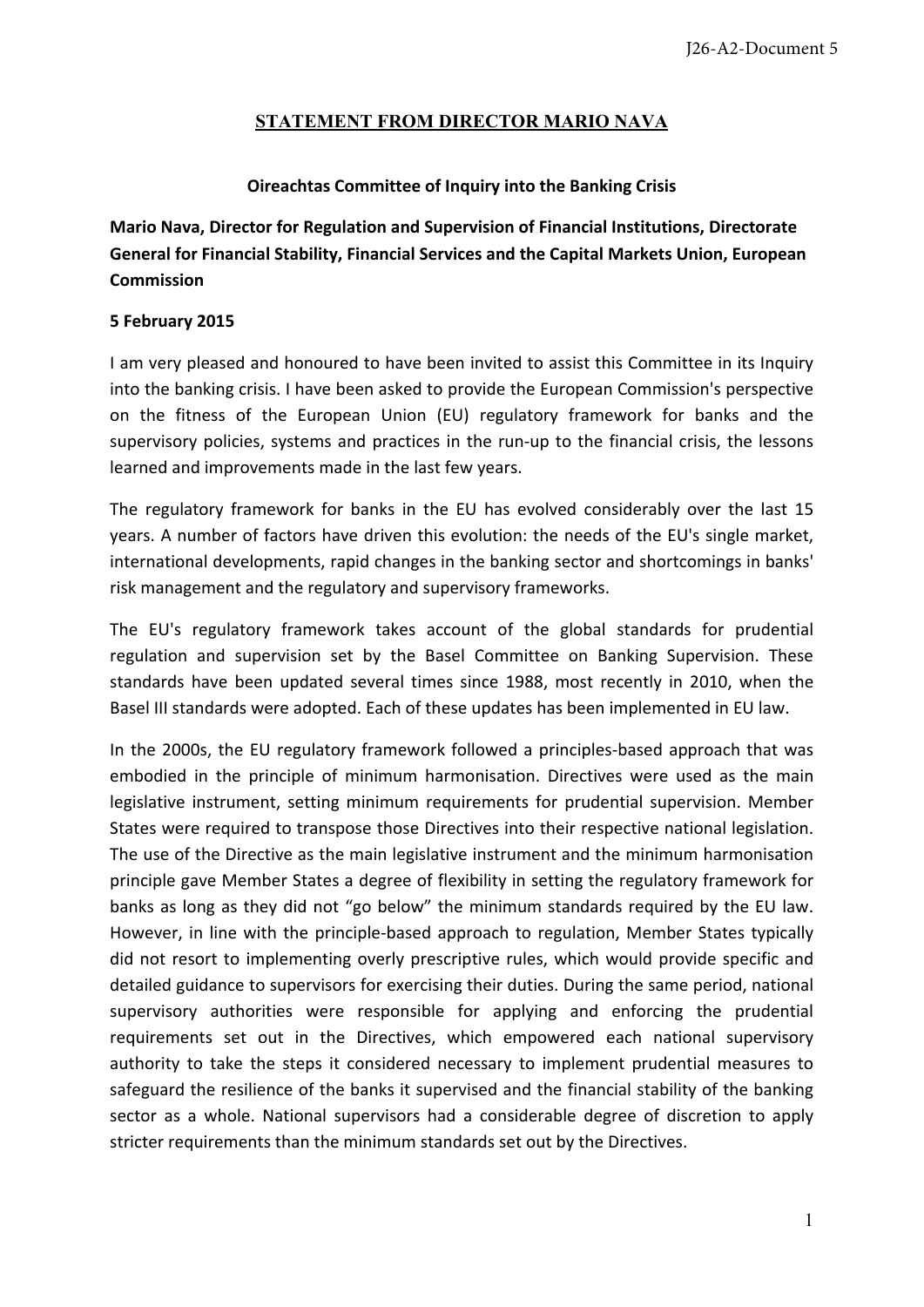# STATEMENT FROM DIRECTOR MARIO NAVA

**Oireachtas Committee of Inquiry into the Banking Crisis**

**Mario Nava, Director for Regulation and Supervision of Financial Institutions, Directorate General for Financial Stability, Financial Services and the Capital Markets Union, European Commission**

**5 February 2015**

I am very pleased and honoured to have been invited to assist this Committee in its Inquiry into the banking crisis. I have been asked to provide the European Commission's perspective on the fitness of the European Union (EU) regulatory framework for banks and the supervisory policies, systems and practices in the run-up to the financial crisis, the lessons learned and improvements made in the last few years.

The regulatory framework for banks in the EU has evolved considerably over the last 15 years. A number of factors have driven this evolution: the needs of the EU's single market, international developments, rapid changes in the banking sector and shortcomings in banks' risk management and the regulatory and supervisory frameworks.

The EU's regulatory framework takes account of the global standards for prudential regulation and supervision set by the Basel Committee on Banking Supervision. These standards have been updated several times since 1988, most recently in 2010, when the Basel III standards were adopted. Each of these updates has been implemented in EU law.

In the 2000s, the EU regulatory framework followed a principles-based approach that was embodied in the principle of minimum harmonisation. Directives were used as the main legislative instrument, setting minimum requirements for prudential supervision. Member States were required to transpose those Directives into their respective national legislation. The use of the Directive as the main legislative instrument and the minimum harmonisation principle gave Member States a degree of flexibility in setting the regulatory framework for banks as long as they did not "go below" the minimum standards required by the EU law. However, in line with the principle-based approach to regulation, Member States typically did not resort to implementing overly prescriptive rules, which would provide specific and detailed guidance to supervisors for exercising their duties. During the same period, national supervisory authorities were responsible for applying and enforcing the prudential requirements set out in the Directives, which empowered each national supervisory authority to take the steps it considered necessary to implement prudential measures to safeguard the resilience of the banks it supervised and the financial stability of the banking sector as a whole. National supervisors had a considerable degree of discretion to apply stricter requirements than the minimum standards set out by the Directives.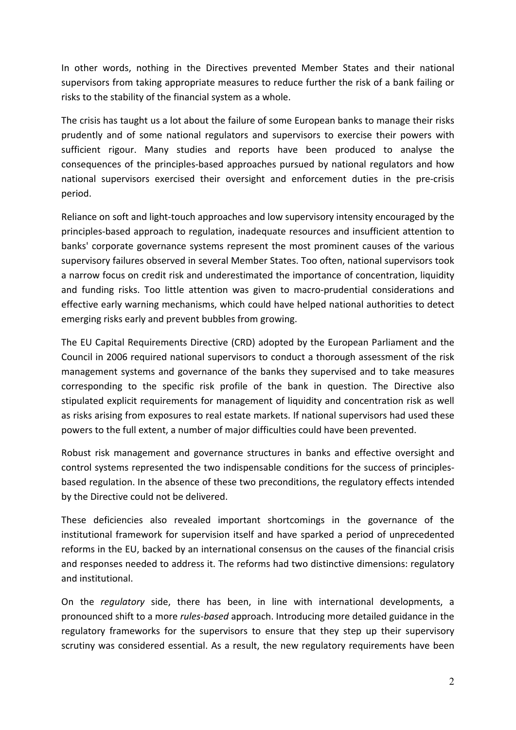In other words, nothing in the Directives prevented Member States and their national supervisors from taking appropriate measures to reduce further the risk of a bank failing or risks to the stability of the financial system as a whole.

The crisis has taught us a lot about the failure of some European banks to manage their risks prudently and of some national regulators and supervisors to exercise their powers with sufficient rigour. Many studies and reports have been produced to analyse the consequences of the principles-based approaches pursued by national regulators and how national supervisors exercised their oversight and enforcement duties in the pre-crisis period.

Reliance on soft and light-touch approaches and low supervisory intensity encouraged by the principles-based approach to regulation, inadequate resources and insufficient attention to banks' corporate governance systems represent the most prominent causes of the various supervisory failures observed in several Member States. Too often, national supervisors took a narrow focus on credit risk and underestimated the importance of concentration, liquidity and funding risks. Too little attention was given to macro-prudential considerations and effective early warning mechanisms, which could have helped national authorities to detect emerging risks early and prevent bubbles from growing.

The EU Capital Requirements Directive (CRD) adopted by the European Parliament and the Council in 2006 required national supervisors to conduct a thorough assessment of the risk management systems and governance of the banks they supervised and to take measures corresponding to the specific risk profile of the bank in question. The Directive also stipulated explicit requirements for management of liquidity and concentration risk as well as risks arising from exposures to real estate markets. If national supervisors had used these powers to the full extent, a number of major difficulties could have been prevented.

Robust risk management and governance structures in banks and effective oversight and control systems represented the two indispensable conditions for the success of principles-based regulation. In the absence of these two preconditions, the regulatory effects intended by the Directive could not be delivered.

These deficiencies also revealed important shortcomings in the governance of the institutional framework for supervision itself and have sparked a period of unprecedented reforms in the EU, backed by an international consensus on the causes of the financial crisis and responses needed to address it. The reforms had two distinctive dimensions: regulatory and institutional.

On the *regulatory* side, there has been, in line with international developments, a pronounced shift to a more *rules-based* approach. Introducing more detailed guidance in the regulatory frameworks for the supervisors to ensure that they step up their supervisory scrutiny was considered essential. As a result, the new regulatory requirements have been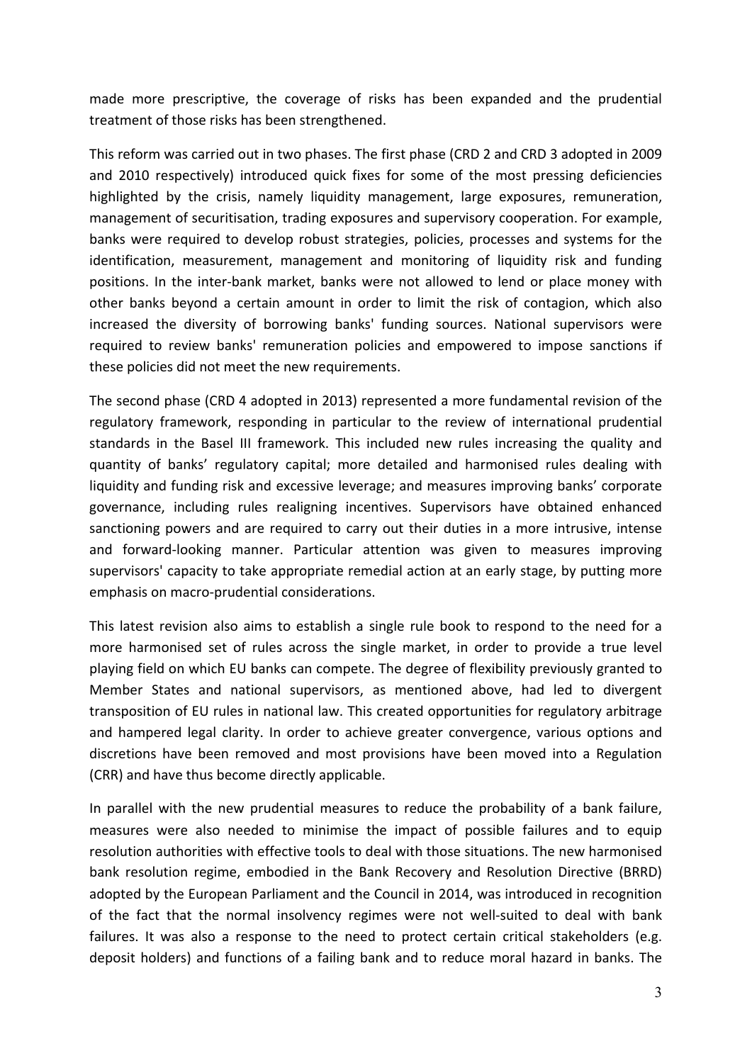made more prescriptive, the coverage of risks has been expanded and the prudential treatment of those risks has been strengthened.

This reform was carried out in two phases. The first phase (CRD 2 and CRD 3 adopted in 2009 and 2010 respectively) introduced quick fixes for some of the most pressing deficiencies highlighted by the crisis, namely liquidity management, large exposures, remuneration, management of securitisation, trading exposures and supervisory cooperation. For example, banks were required to develop robust strategies, policies, processes and systems for the identification, measurement, management and monitoring of liquidity risk and funding positions. In the inter-bank market, banks were not allowed to lend or place money with other banks beyond a certain amount in order to limit the risk of contagion, which also increased the diversity of borrowing banks' funding sources. National supervisors were required to review banks' remuneration policies and empowered to impose sanctions if these policies did not meet the new requirements.

The second phase (CRD 4 adopted in 2013) represented a more fundamental revision of the regulatory framework, responding in particular to the review of international prudential standards in the Basel III framework. This included new rules increasing the quality and quantity of banks' regulatory capital; more detailed and harmonised rules dealing with liquidity and funding risk and excessive leverage; and measures improving banks' corporate governance, including rules realigning incentives. Supervisors have obtained enhanced sanctioning powers and are required to carry out their duties in a more intrusive, intense and forward-looking manner. Particular attention was given to measures improving supervisors' capacity to take appropriate remedial action at an early stage, by putting more emphasis on macro-prudential considerations.

This latest revision also aims to establish a single rule book to respond to the need for a more harmonised set of rules across the single market, in order to provide a true level playing field on which EU banks can compete. The degree of flexibility previously granted to Member States and national supervisors, as mentioned above, had led to divergent transposition of EU rules in national law. This created opportunities for regulatory arbitrage and hampered legal clarity. In order to achieve greater convergence, various options and discretions have been removed and most provisions have been moved into a Regulation (CRR) and have thus become directly applicable.

In parallel with the new prudential measures to reduce the probability of a bank failure, measures were also needed to minimise the impact of possible failures and to equip resolution authorities with effective tools to deal with those situations. The new harmonised bank resolution regime, embodied in the Bank Recovery and Resolution Directive (BRRD) adopted by the European Parliament and the Council in 2014, was introduced in recognition of the fact that the normal insolvency regimes were not well-suited to deal with bank failures. It was also a response to the need to protect certain critical stakeholders (e.g. deposit holders) and functions of a failing bank and to reduce moral hazard in banks. The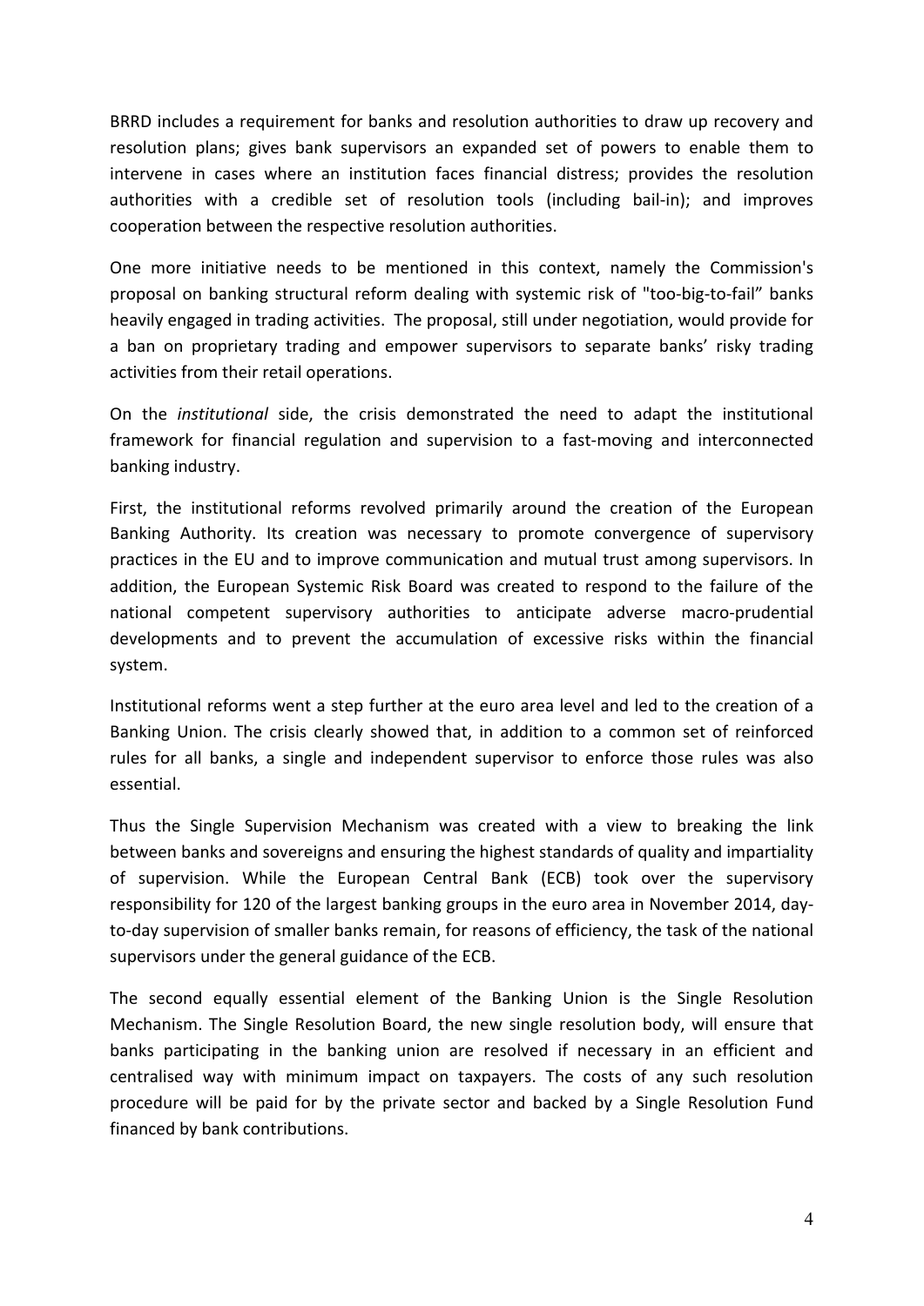BRRD includes a requirement for banks and resolution authorities to draw up recovery and resolution plans; gives bank supervisors an expanded set of powers to enable them to intervene in cases where an institution faces financial distress; provides the resolution authorities with a credible set of resolution tools (including bail-in); and improves cooperation between the respective resolution authorities.

One more initiative needs to be mentioned in this context, namely the Commission's proposal on banking structural reform dealing with systemic risk of "too-big-to-fail" banks heavily engaged in trading activities. The proposal, still under negotiation, would provide for a ban on proprietary trading and empower supervisors to separate banks' risky trading activities from their retail operations.

On the *institutional* side, the crisis demonstrated the need to adapt the institutional framework for financial regulation and supervision to a fast-moving and interconnected banking industry.

First, the institutional reforms revolved primarily around the creation of the European Banking Authority. Its creation was necessary to promote convergence of supervisory practices in the EU and to improve communication and mutual trust among supervisors. In addition, the European Systemic Risk Board was created to respond to the failure of the national competent supervisory authorities to anticipate adverse macro-prudential developments and to prevent the accumulation of excessive risks within the financial system.

Institutional reforms went a step further at the euro area level and led to the creation of a Banking Union. The crisis clearly showed that, in addition to a common set of reinforced rules for all banks, a single and independent supervisor to enforce those rules was also essential.

Thus the Single Supervision Mechanism was created with a view to breaking the link between banks and sovereigns and ensuring the highest standards of quality and impartiality of supervision. While the European Central Bank (ECB) took over the supervisory responsibility for 120 of the largest banking groups in the euro area in November 2014, day-to-day supervision of smaller banks remain, for reasons of efficiency, the task of the national supervisors under the general guidance of the ECB.

The second equally essential element of the Banking Union is the Single Resolution Mechanism. The Single Resolution Board, the new single resolution body, will ensure that banks participating in the banking union are resolved if necessary in an efficient and centralised way with minimum impact on taxpayers. The costs of any such resolution procedure will be paid for by the private sector and backed by a Single Resolution Fund financed by bank contributions.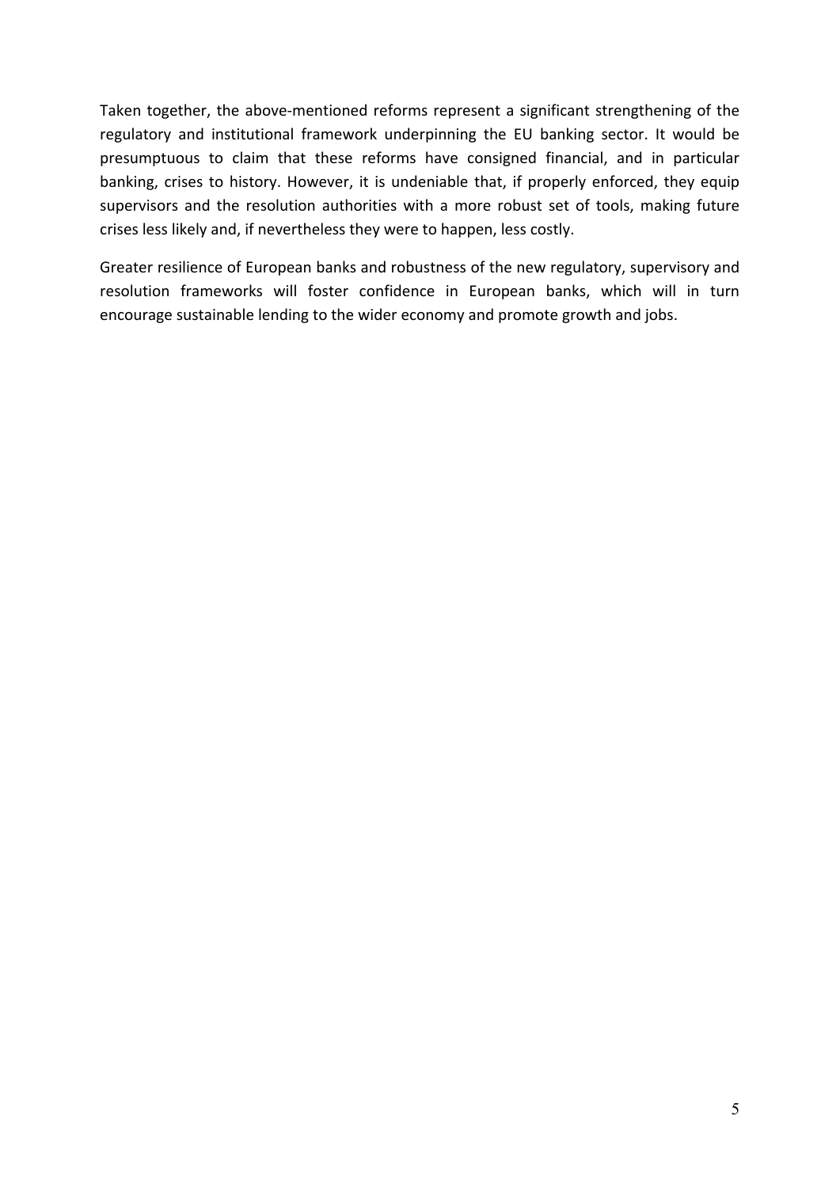Taken together, the above-mentioned reforms represent a significant strengthening of the regulatory and institutional framework underpinning the EU banking sector. It would be presumptuous to claim that these reforms have consigned financial, and in particular banking, crises to history. However, it is undeniable that, if properly enforced, they equip supervisors and the resolution authorities with a more robust set of tools, making future crises less likely and, if nevertheless they were to happen, less costly.

Greater resilience of European banks and robustness of the new regulatory, supervisory and resolution frameworks will foster confidence in European banks, which will in turn encourage sustainable lending to the wider economy and promote growth and jobs.